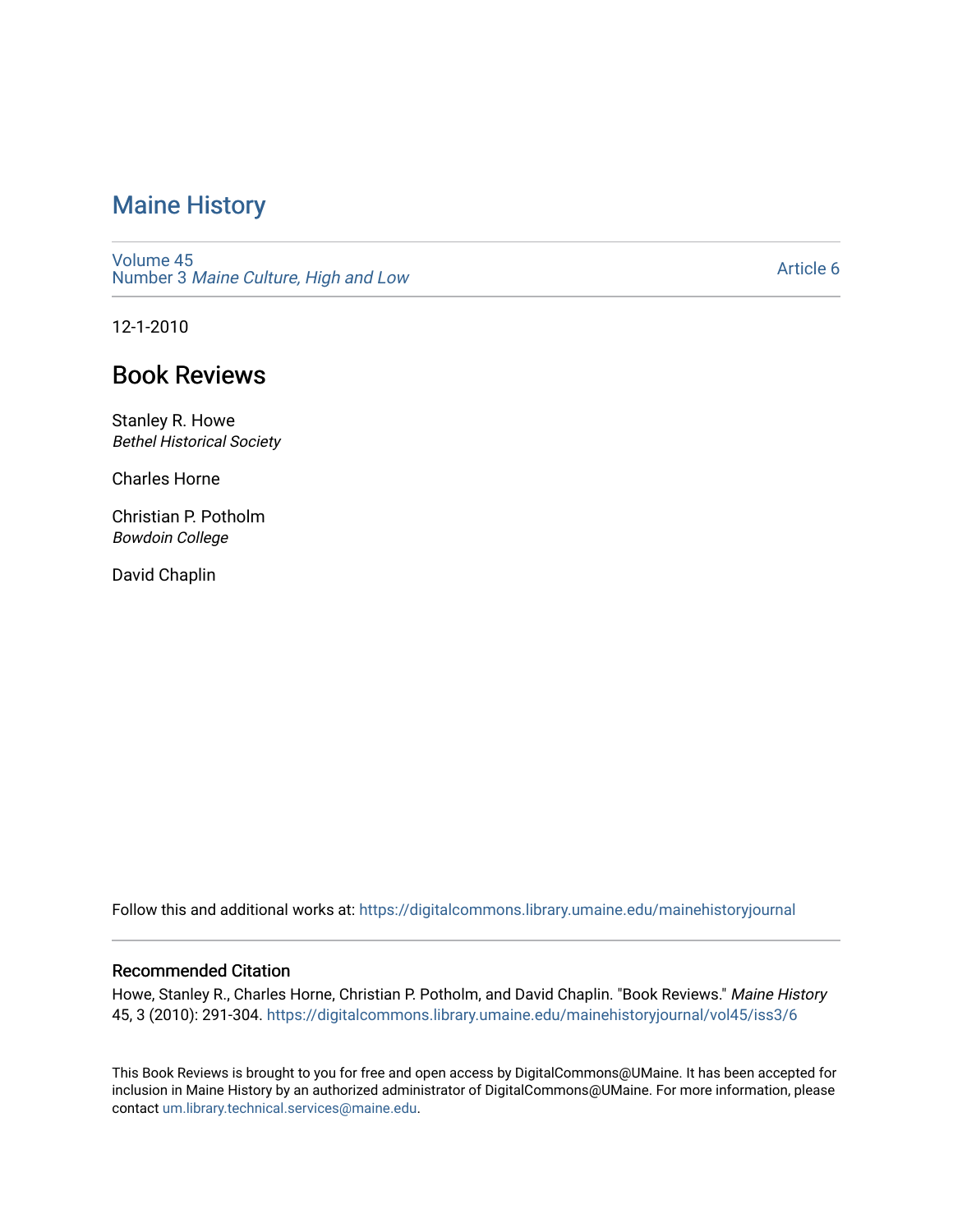# Maine History

Volume 45
Number 3 *Maine Culture, High and Low*

Article 6

12-1-2010

## Book Reviews

Stanley R. Howe
*Bethel Historical Society*

Charles Horne

Christian P. Potholm
*Bowdoin College*

David Chaplin

Follow this and additional works at: https://digitalcommons.library.umaine.edu/mainehistoryjournal

### Recommended Citation

Howe, Stanley R., Charles Horne, Christian P. Potholm, and David Chaplin. "Book Reviews." *Maine History* 45, 3 (2010): 291-304. https://digitalcommons.library.umaine.edu/mainehistoryjournal/vol45/iss3/6

This Book Reviews is brought to you for free and open access by DigitalCommons@UMaine. It has been accepted for inclusion in Maine History by an authorized administrator of DigitalCommons@UMaine. For more information, please contact um.library.technical.services@maine.edu.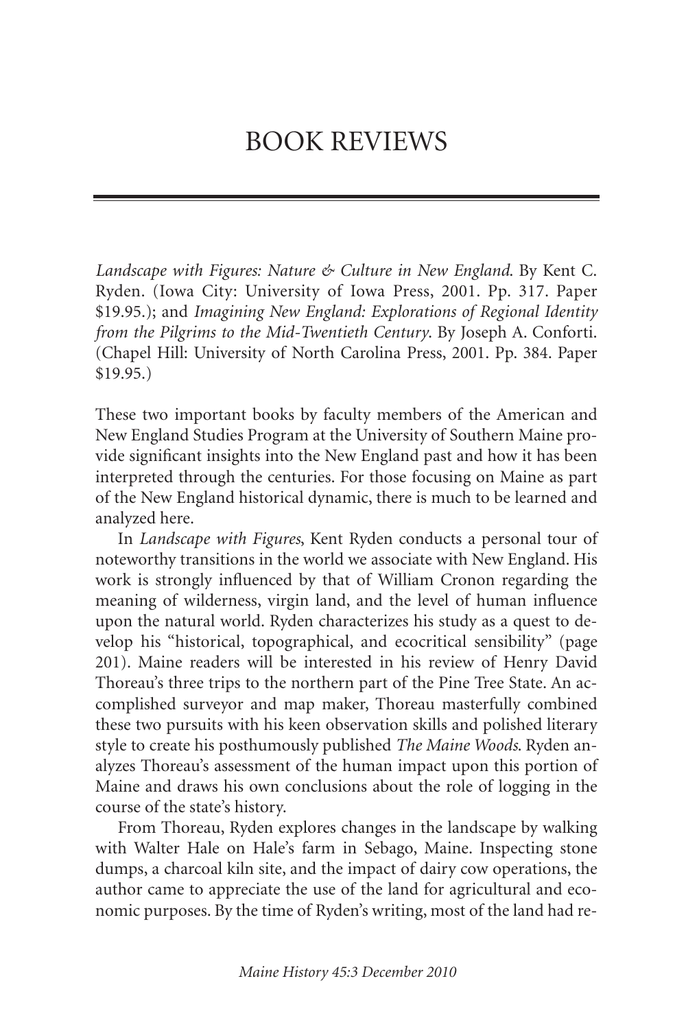# BOOK REVIEWS

*Landscape with Figures: Nature & Culture in New England*. By Kent C. Ryden. (Iowa City: University of Iowa Press, 2001. Pp. 317. Paper $19.95.); and *Imagining New England: Explorations of Regional Identity from the Pilgrims to the Mid-Twentieth Century*. By Joseph A. Conforti. (Chapel Hill: University of North Carolina Press, 2001. Pp. 384. Paper $19.95.)

These two important books by faculty members of the American and New England Studies Program at the University of Southern Maine provide significant insights into the New England past and how it has been interpreted through the centuries. For those focusing on Maine as part of the New England historical dynamic, there is much to be learned and analyzed here.

In *Landscape with Figures*, Kent Ryden conducts a personal tour of noteworthy transitions in the world we associate with New England. His work is strongly influenced by that of William Cronon regarding the meaning of wilderness, virgin land, and the level of human influence upon the natural world. Ryden characterizes his study as a quest to develop his "historical, topographical, and ecocritical sensibility" (page 201). Maine readers will be interested in his review of Henry David Thoreau's three trips to the northern part of the Pine Tree State. An accomplished surveyor and map maker, Thoreau masterfully combined these two pursuits with his keen observation skills and polished literary style to create his posthumously published *The Maine Woods*. Ryden analyzes Thoreau's assessment of the human impact upon this portion of Maine and draws his own conclusions about the role of logging in the course of the state's history.

From Thoreau, Ryden explores changes in the landscape by walking with Walter Hale on Hale's farm in Sebago, Maine. Inspecting stone dumps, a charcoal kiln site, and the impact of dairy cow operations, the author came to appreciate the use of the land for agricultural and economic purposes. By the time of Ryden's writing, most of the land had re-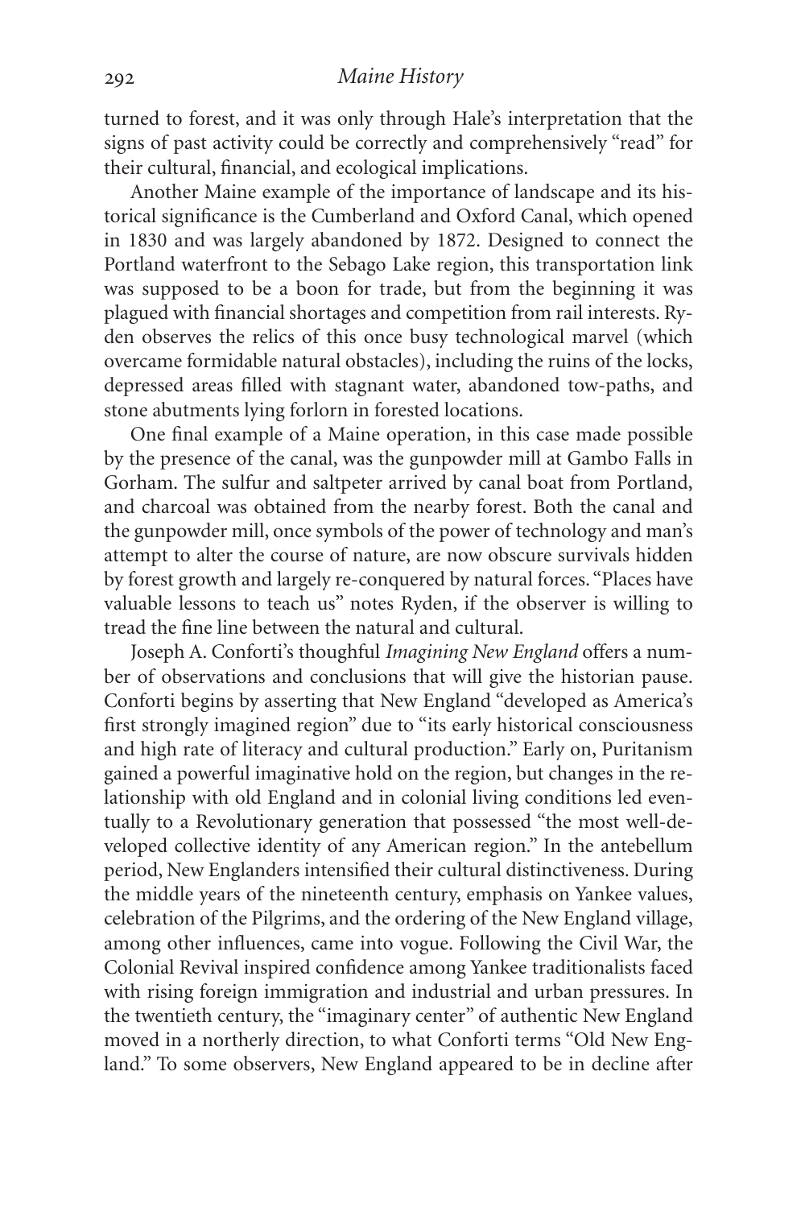turned to forest, and it was only through Hale's interpretation that the signs of past activity could be correctly and comprehensively "read" for their cultural, financial, and ecological implications.

Another Maine example of the importance of landscape and its historical significance is the Cumberland and Oxford Canal, which opened in 1830 and was largely abandoned by 1872. Designed to connect the Portland waterfront to the Sebago Lake region, this transportation link was supposed to be a boon for trade, but from the beginning it was plagued with financial shortages and competition from rail interests. Ryden observes the relics of this once busy technological marvel (which overcame formidable natural obstacles), including the ruins of the locks, depressed areas filled with stagnant water, abandoned tow-paths, and stone abutments lying forlorn in forested locations.

One final example of a Maine operation, in this case made possible by the presence of the canal, was the gunpowder mill at Gambo Falls in Gorham. The sulfur and saltpeter arrived by canal boat from Portland, and charcoal was obtained from the nearby forest. Both the canal and the gunpowder mill, once symbols of the power of technology and man's attempt to alter the course of nature, are now obscure survivals hidden by forest growth and largely re-conquered by natural forces. "Places have valuable lessons to teach us" notes Ryden, if the observer is willing to tread the fine line between the natural and cultural.

Joseph A. Conforti's thoughtful *Imagining New England* offers a number of observations and conclusions that will give the historian pause. Conforti begins by asserting that New England "developed as America's first strongly imagined region" due to "its early historical consciousness and high rate of literacy and cultural production." Early on, Puritanism gained a powerful imaginative hold on the region, but changes in the relationship with old England and in colonial living conditions led eventually to a Revolutionary generation that possessed "the most well-developed collective identity of any American region." In the antebellum period, New Englanders intensified their cultural distinctiveness. During the middle years of the nineteenth century, emphasis on Yankee values, celebration of the Pilgrims, and the ordering of the New England village, among other influences, came into vogue. Following the Civil War, the Colonial Revival inspired confidence among Yankee traditionalists faced with rising foreign immigration and industrial and urban pressures. In the twentieth century, the "imaginary center" of authentic New England moved in a northerly direction, to what Conforti terms "Old New England." To some observers, New England appeared to be in decline after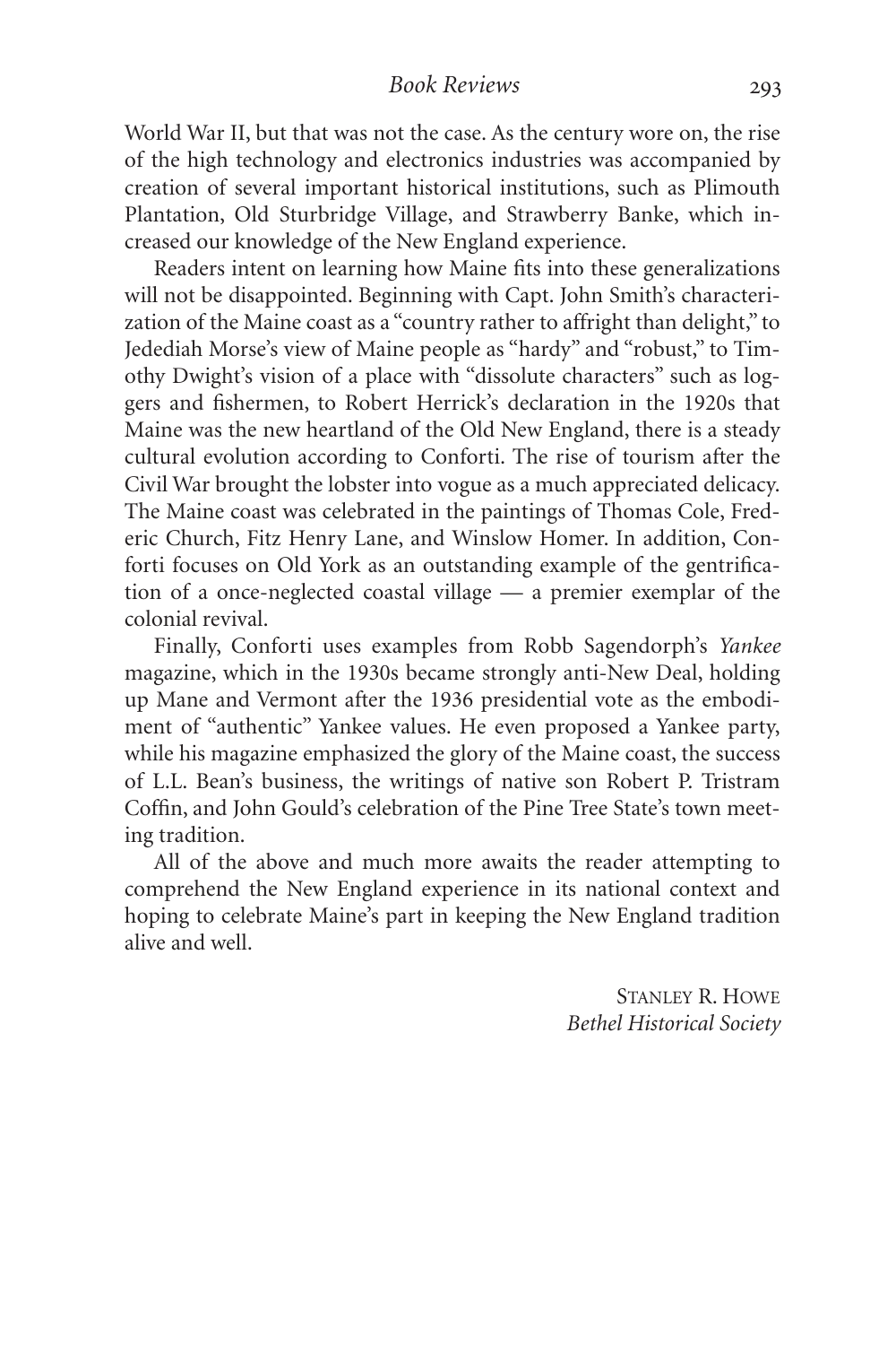World War II, but that was not the case. As the century wore on, the rise of the high technology and electronics industries was accompanied by creation of several important historical institutions, such as Plimouth Plantation, Old Sturbridge Village, and Strawberry Banke, which increased our knowledge of the New England experience.

Readers intent on learning how Maine fits into these generalizations will not be disappointed. Beginning with Capt. John Smith's characterization of the Maine coast as a "country rather to affright than delight," to Jedediah Morse's view of Maine people as "hardy" and "robust," to Timothy Dwight's vision of a place with "dissolute characters" such as loggers and fishermen, to Robert Herrick's declaration in the 1920s that Maine was the new heartland of the Old New England, there is a steady cultural evolution according to Conforti. The rise of tourism after the Civil War brought the lobster into vogue as a much appreciated delicacy. The Maine coast was celebrated in the paintings of Thomas Cole, Frederic Church, Fitz Henry Lane, and Winslow Homer. In addition, Conforti focuses on Old York as an outstanding example of the gentrification of a once-neglected coastal village — a premier exemplar of the colonial revival.

Finally, Conforti uses examples from Robb Sagendorph's *Yankee* magazine, which in the 1930s became strongly anti-New Deal, holding up Mane and Vermont after the 1936 presidential vote as the embodiment of "authentic" Yankee values. He even proposed a Yankee party, while his magazine emphasized the glory of the Maine coast, the success of L.L. Bean's business, the writings of native son Robert P. Tristram Coffin, and John Gould's celebration of the Pine Tree State's town meeting tradition.

All of the above and much more awaits the reader attempting to comprehend the New England experience in its national context and hoping to celebrate Maine's part in keeping the New England tradition alive and well.

STANLEY R. HOWE
*Bethel Historical Society*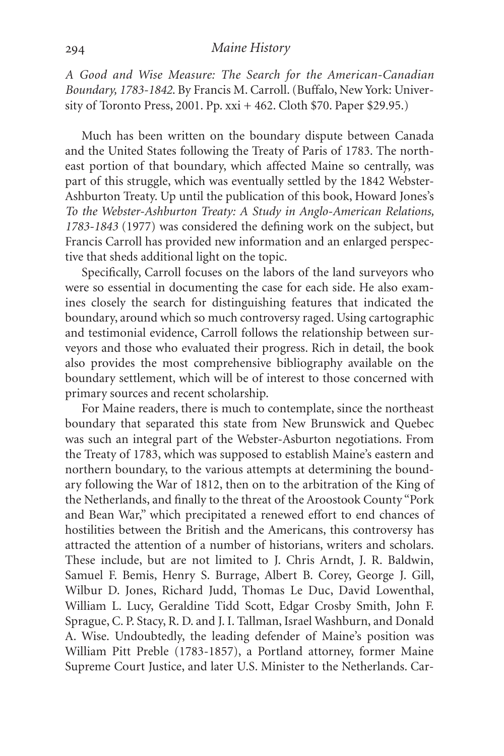*A Good and Wise Measure: The Search for the American-Canadian Boundary, 1783-1842.* By Francis M. Carroll. (Buffalo, New York: University of Toronto Press, 2001. Pp. xxi + 462. Cloth $70. Paper $29.95.)

Much has been written on the boundary dispute between Canada and the United States following the Treaty of Paris of 1783. The northeast portion of that boundary, which affected Maine so centrally, was part of this struggle, which was eventually settled by the 1842 Webster-Ashburton Treaty. Up until the publication of this book, Howard Jones's *To the Webster-Ashburton Treaty: A Study in Anglo-American Relations, 1783-1843* (1977) was considered the defining work on the subject, but Francis Carroll has provided new information and an enlarged perspective that sheds additional light on the topic.

Specifically, Carroll focuses on the labors of the land surveyors who were so essential in documenting the case for each side. He also examines closely the search for distinguishing features that indicated the boundary, around which so much controversy raged. Using cartographic and testimonial evidence, Carroll follows the relationship between surveyors and those who evaluated their progress. Rich in detail, the book also provides the most comprehensive bibliography available on the boundary settlement, which will be of interest to those concerned with primary sources and recent scholarship.

For Maine readers, there is much to contemplate, since the northeast boundary that separated this state from New Brunswick and Quebec was such an integral part of the Webster-Asburton negotiations. From the Treaty of 1783, which was supposed to establish Maine's eastern and northern boundary, to the various attempts at determining the boundary following the War of 1812, then on to the arbitration of the King of the Netherlands, and finally to the threat of the Aroostook County "Pork and Bean War," which precipitated a renewed effort to end chances of hostilities between the British and the Americans, this controversy has attracted the attention of a number of historians, writers and scholars. These include, but are not limited to J. Chris Arndt, J. R. Baldwin, Samuel F. Bemis, Henry S. Burrage, Albert B. Corey, George J. Gill, Wilbur D. Jones, Richard Judd, Thomas Le Duc, David Lowenthal, William L. Lucy, Geraldine Tidd Scott, Edgar Crosby Smith, John F. Sprague, C. P. Stacy, R. D. and J. I. Tallman, Israel Washburn, and Donald A. Wise. Undoubtedly, the leading defender of Maine's position was William Pitt Preble (1783-1857), a Portland attorney, former Maine Supreme Court Justice, and later U.S. Minister to the Netherlands. Car-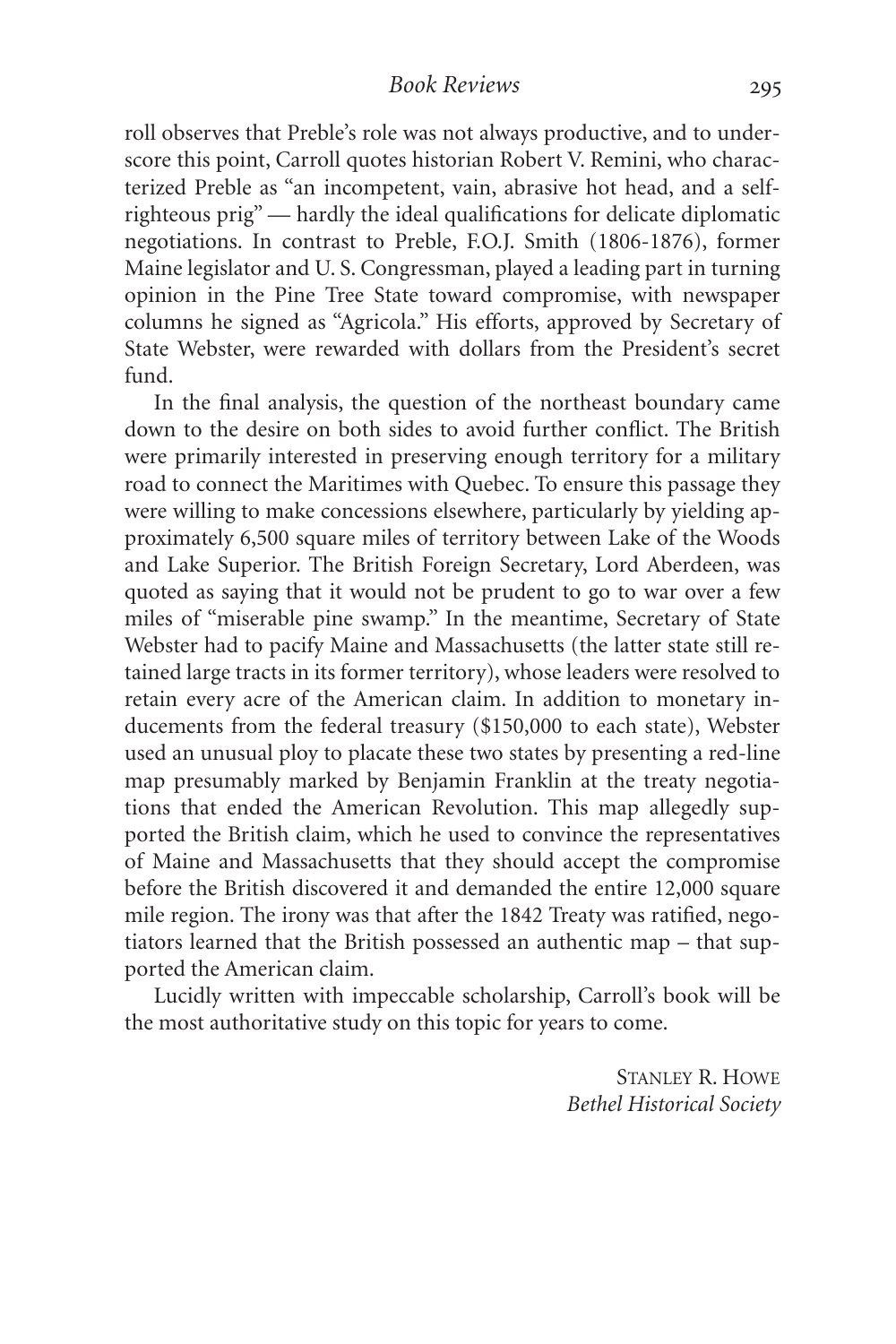roll observes that Preble's role was not always productive, and to underscore this point, Carroll quotes historian Robert V. Remini, who characterized Preble as "an incompetent, vain, abrasive hot head, and a self-righteous prig" — hardly the ideal qualifications for delicate diplomatic negotiations. In contrast to Preble, F.O.J. Smith (1806-1876), former Maine legislator and U. S. Congressman, played a leading part in turning opinion in the Pine Tree State toward compromise, with newspaper columns he signed as "Agricola." His efforts, approved by Secretary of State Webster, were rewarded with dollars from the President's secret fund.

In the final analysis, the question of the northeast boundary came down to the desire on both sides to avoid further conflict. The British were primarily interested in preserving enough territory for a military road to connect the Maritimes with Quebec. To ensure this passage they were willing to make concessions elsewhere, particularly by yielding approximately 6,500 square miles of territory between Lake of the Woods and Lake Superior. The British Foreign Secretary, Lord Aberdeen, was quoted as saying that it would not be prudent to go to war over a few miles of "miserable pine swamp." In the meantime, Secretary of State Webster had to pacify Maine and Massachusetts (the latter state still retained large tracts in its former territory), whose leaders were resolved to retain every acre of the American claim. In addition to monetary inducements from the federal treasury ($150,000 to each state), Webster used an unusual ploy to placate these two states by presenting a red-line map presumably marked by Benjamin Franklin at the treaty negotiations that ended the American Revolution. This map allegedly supported the British claim, which he used to convince the representatives of Maine and Massachusetts that they should accept the compromise before the British discovered it and demanded the entire 12,000 square mile region. The irony was that after the 1842 Treaty was ratified, negotiators learned that the British possessed an authentic map – that supported the American claim.

Lucidly written with impeccable scholarship, Carroll's book will be the most authoritative study on this topic for years to come.

STANLEY R. HOWE
*Bethel Historical Society*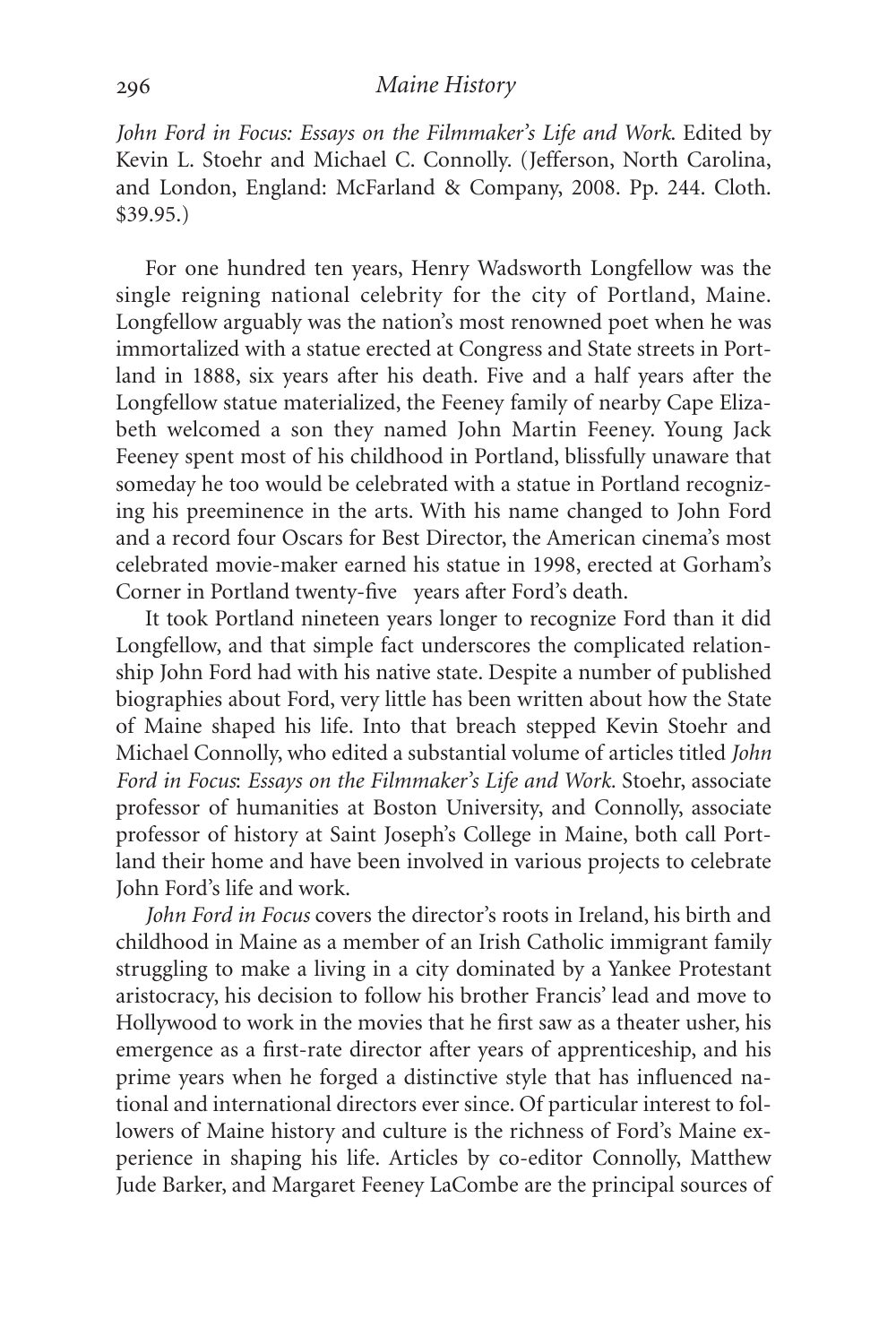*John Ford in Focus: Essays on the Filmmaker's Life and Work*. Edited by Kevin L. Stoehr and Michael C. Connolly. (Jefferson, North Carolina, and London, England: McFarland & Company, 2008. Pp. 244. Cloth. $39.95.)

For one hundred ten years, Henry Wadsworth Longfellow was the single reigning national celebrity for the city of Portland, Maine. Longfellow arguably was the nation's most renowned poet when he was immortalized with a statue erected at Congress and State streets in Portland in 1888, six years after his death. Five and a half years after the Longfellow statue materialized, the Feeney family of nearby Cape Elizabeth welcomed a son they named John Martin Feeney. Young Jack Feeney spent most of his childhood in Portland, blissfully unaware that someday he too would be celebrated with a statue in Portland recognizing his preeminence in the arts. With his name changed to John Ford and a record four Oscars for Best Director, the American cinema's most celebrated movie-maker earned his statue in 1998, erected at Gorham's Corner in Portland twenty-five years after Ford's death.

It took Portland nineteen years longer to recognize Ford than it did Longfellow, and that simple fact underscores the complicated relationship John Ford had with his native state. Despite a number of published biographies about Ford, very little has been written about how the State of Maine shaped his life. Into that breach stepped Kevin Stoehr and Michael Connolly, who edited a substantial volume of articles titled *John Ford in Focus: Essays on the Filmmaker's Life and Work*. Stoehr, associate professor of humanities at Boston University, and Connolly, associate professor of history at Saint Joseph's College in Maine, both call Portland their home and have been involved in various projects to celebrate John Ford's life and work.

*John Ford in Focus* covers the director's roots in Ireland, his birth and childhood in Maine as a member of an Irish Catholic immigrant family struggling to make a living in a city dominated by a Yankee Protestant aristocracy, his decision to follow his brother Francis' lead and move to Hollywood to work in the movies that he first saw as a theater usher, his emergence as a first-rate director after years of apprenticeship, and his prime years when he forged a distinctive style that has influenced national and international directors ever since. Of particular interest to followers of Maine history and culture is the richness of Ford's Maine experience in shaping his life. Articles by co-editor Connolly, Matthew Jude Barker, and Margaret Feeney LaCombe are the principal sources of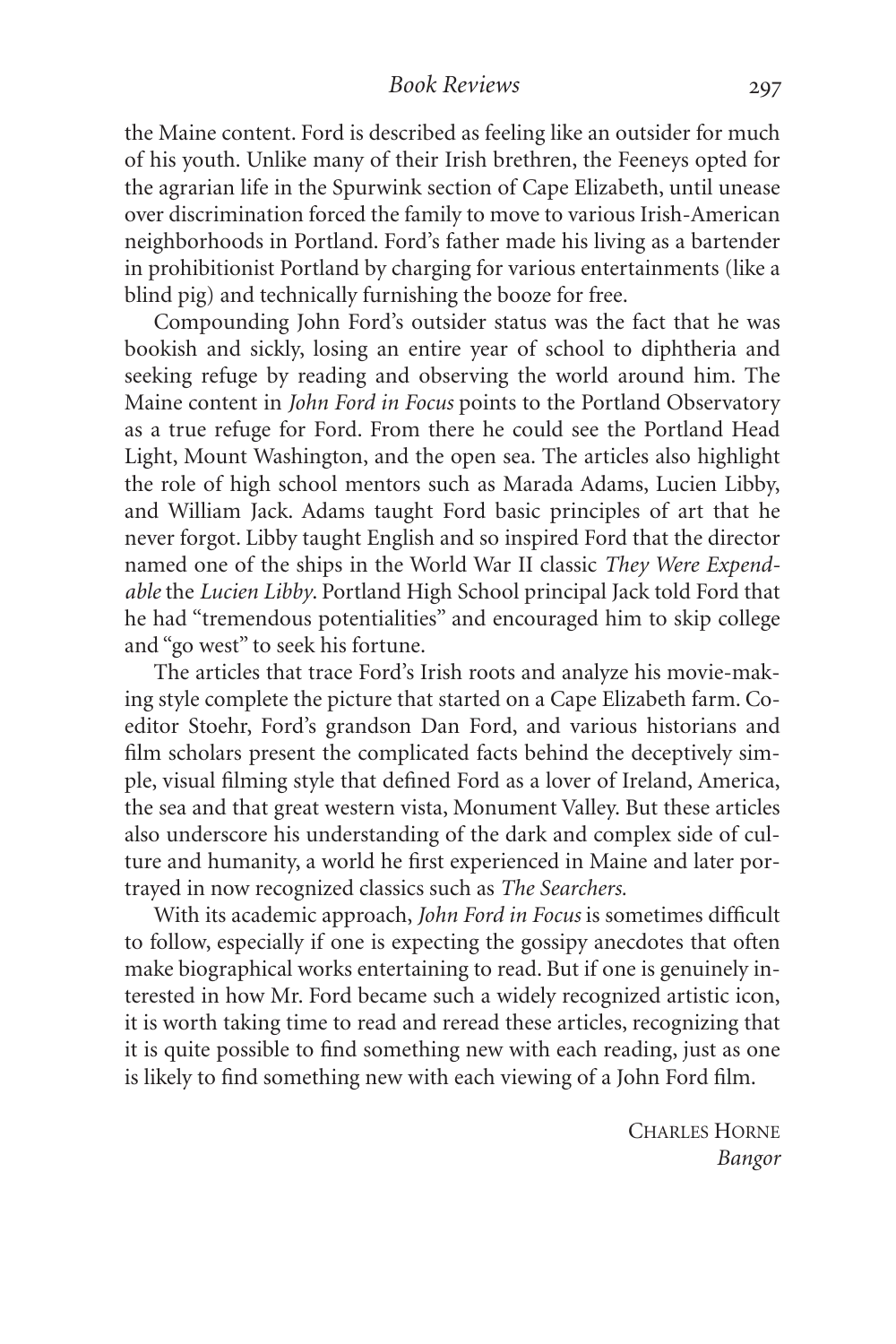the Maine content. Ford is described as feeling like an outsider for much of his youth. Unlike many of their Irish brethren, the Feeneys opted for the agrarian life in the Spurwink section of Cape Elizabeth, until unease over discrimination forced the family to move to various Irish-American neighborhoods in Portland. Ford's father made his living as a bartender in prohibitionist Portland by charging for various entertainments (like a blind pig) and technically furnishing the booze for free.

Compounding John Ford's outsider status was the fact that he was bookish and sickly, losing an entire year of school to diphtheria and seeking refuge by reading and observing the world around him. The Maine content in *John Ford in Focus* points to the Portland Observatory as a true refuge for Ford. From there he could see the Portland Head Light, Mount Washington, and the open sea. The articles also highlight the role of high school mentors such as Marada Adams, Lucien Libby, and William Jack. Adams taught Ford basic principles of art that he never forgot. Libby taught English and so inspired Ford that the director named one of the ships in the World War II classic *They Were Expendable* the *Lucien Libby*. Portland High School principal Jack told Ford that he had "tremendous potentialities" and encouraged him to skip college and "go west" to seek his fortune.

The articles that trace Ford's Irish roots and analyze his movie-making style complete the picture that started on a Cape Elizabeth farm. Co-editor Stoehr, Ford's grandson Dan Ford, and various historians and film scholars present the complicated facts behind the deceptively simple, visual filming style that defined Ford as a lover of Ireland, America, the sea and that great western vista, Monument Valley. But these articles also underscore his understanding of the dark and complex side of culture and humanity, a world he first experienced in Maine and later portrayed in now recognized classics such as *The Searchers.*

With its academic approach, *John Ford in Focus* is sometimes difficult to follow, especially if one is expecting the gossipy anecdotes that often make biographical works entertaining to read. But if one is genuinely interested in how Mr. Ford became such a widely recognized artistic icon, it is worth taking time to read and reread these articles, recognizing that it is quite possible to find something new with each reading, just as one is likely to find something new with each viewing of a John Ford film.

CHARLES HORNE
*Bangor*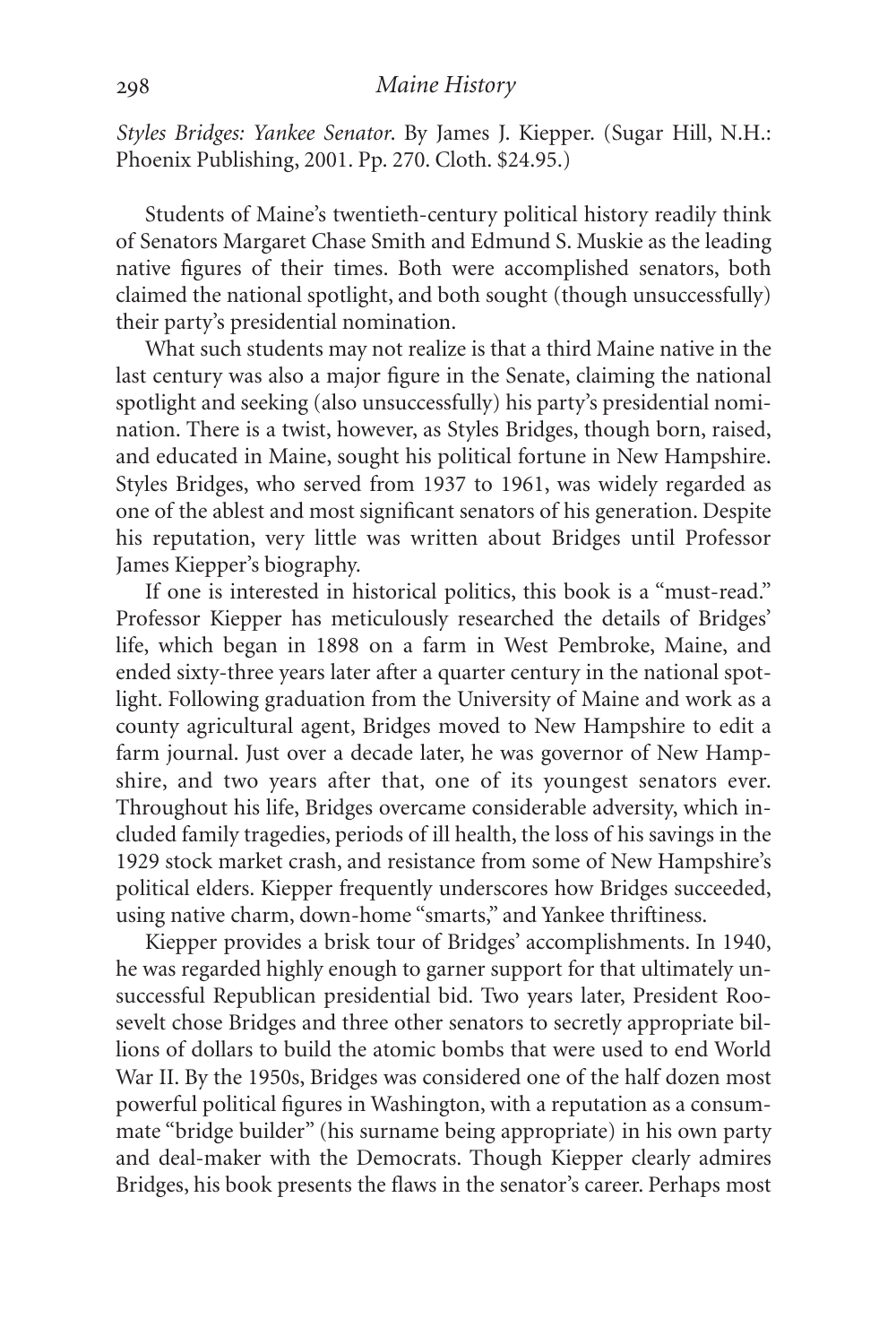*Styles Bridges: Yankee Senator*. By James J. Kiepper. (Sugar Hill, N.H.: Phoenix Publishing, 2001. Pp. 270. Cloth. $24.95.)

Students of Maine's twentieth-century political history readily think of Senators Margaret Chase Smith and Edmund S. Muskie as the leading native figures of their times. Both were accomplished senators, both claimed the national spotlight, and both sought (though unsuccessfully) their party's presidential nomination.

What such students may not realize is that a third Maine native in the last century was also a major figure in the Senate, claiming the national spotlight and seeking (also unsuccessfully) his party's presidential nomination. There is a twist, however, as Styles Bridges, though born, raised, and educated in Maine, sought his political fortune in New Hampshire. Styles Bridges, who served from 1937 to 1961, was widely regarded as one of the ablest and most significant senators of his generation. Despite his reputation, very little was written about Bridges until Professor James Kiepper's biography.

If one is interested in historical politics, this book is a "must-read." Professor Kiepper has meticulously researched the details of Bridges' life, which began in 1898 on a farm in West Pembroke, Maine, and ended sixty-three years later after a quarter century in the national spotlight. Following graduation from the University of Maine and work as a county agricultural agent, Bridges moved to New Hampshire to edit a farm journal. Just over a decade later, he was governor of New Hampshire, and two years after that, one of its youngest senators ever. Throughout his life, Bridges overcame considerable adversity, which included family tragedies, periods of ill health, the loss of his savings in the 1929 stock market crash, and resistance from some of New Hampshire's political elders. Kiepper frequently underscores how Bridges succeeded, using native charm, down-home "smarts," and Yankee thriftiness.

Kiepper provides a brisk tour of Bridges' accomplishments. In 1940, he was regarded highly enough to garner support for that ultimately unsuccessful Republican presidential bid. Two years later, President Roosevelt chose Bridges and three other senators to secretly appropriate billions of dollars to build the atomic bombs that were used to end World War II. By the 1950s, Bridges was considered one of the half dozen most powerful political figures in Washington, with a reputation as a consummate "bridge builder" (his surname being appropriate) in his own party and deal-maker with the Democrats. Though Kiepper clearly admires Bridges, his book presents the flaws in the senator's career. Perhaps most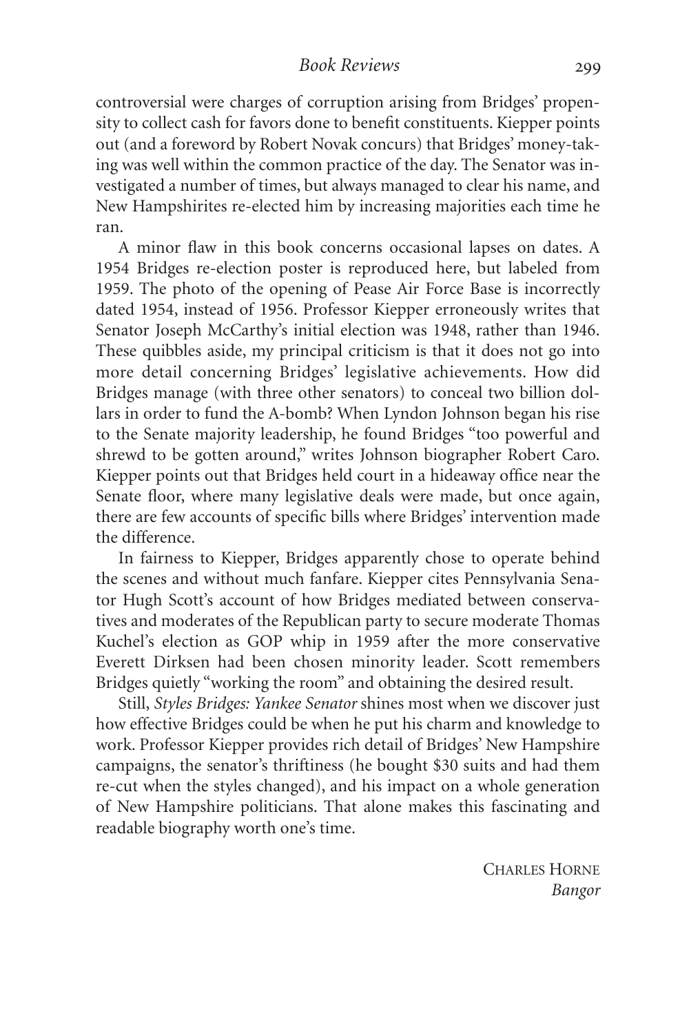controversial were charges of corruption arising from Bridges' propensity to collect cash for favors done to benefit constituents. Kiepper points out (and a foreword by Robert Novak concurs) that Bridges' money-taking was well within the common practice of the day. The Senator was investigated a number of times, but always managed to clear his name, and New Hampshirites re-elected him by increasing majorities each time he ran.

A minor flaw in this book concerns occasional lapses on dates. A 1954 Bridges re-election poster is reproduced here, but labeled from 1959. The photo of the opening of Pease Air Force Base is incorrectly dated 1954, instead of 1956. Professor Kiepper erroneously writes that Senator Joseph McCarthy's initial election was 1948, rather than 1946. These quibbles aside, my principal criticism is that it does not go into more detail concerning Bridges' legislative achievements. How did Bridges manage (with three other senators) to conceal two billion dollars in order to fund the A-bomb? When Lyndon Johnson began his rise to the Senate majority leadership, he found Bridges "too powerful and shrewd to be gotten around," writes Johnson biographer Robert Caro. Kiepper points out that Bridges held court in a hideaway office near the Senate floor, where many legislative deals were made, but once again, there are few accounts of specific bills where Bridges' intervention made the difference.

In fairness to Kiepper, Bridges apparently chose to operate behind the scenes and without much fanfare. Kiepper cites Pennsylvania Senator Hugh Scott's account of how Bridges mediated between conservatives and moderates of the Republican party to secure moderate Thomas Kuchel's election as GOP whip in 1959 after the more conservative Everett Dirksen had been chosen minority leader. Scott remembers Bridges quietly "working the room" and obtaining the desired result.

Still, *Styles Bridges: Yankee Senator* shines most when we discover just how effective Bridges could be when he put his charm and knowledge to work. Professor Kiepper provides rich detail of Bridges' New Hampshire campaigns, the senator's thriftiness (he bought $30 suits and had them re-cut when the styles changed), and his impact on a whole generation of New Hampshire politicians. That alone makes this fascinating and readable biography worth one's time.

CHARLES HORNE
*Bangor*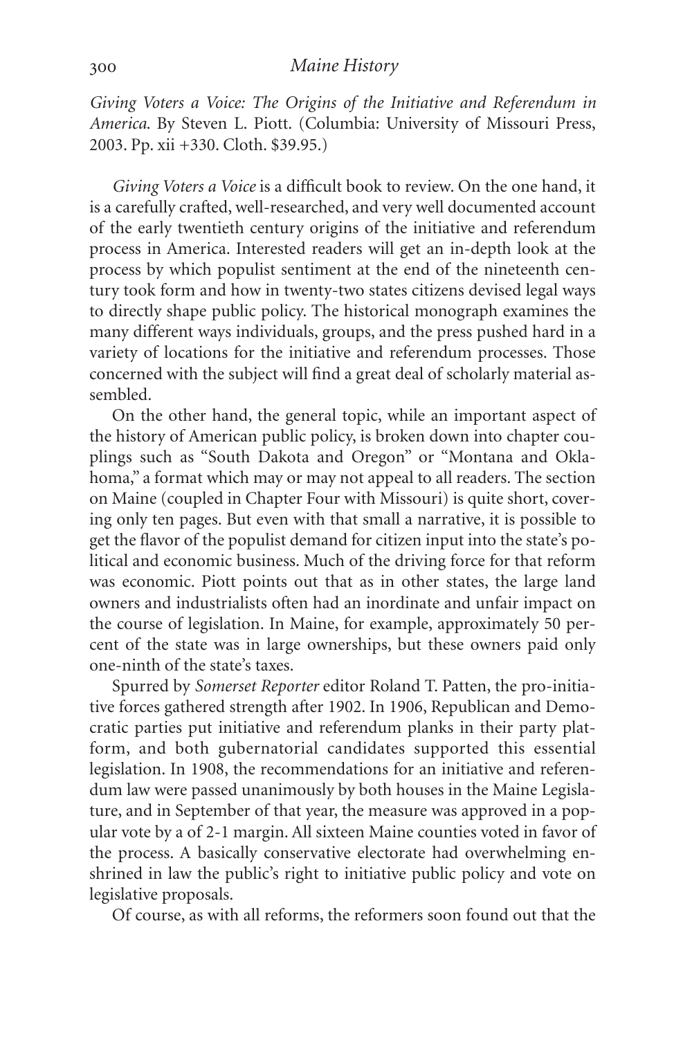*Giving Voters a Voice: The Origins of the Initiative and Referendum in America.* By Steven L. Piott. (Columbia: University of Missouri Press, 2003. Pp. xii +330. Cloth. $39.95.)

*Giving Voters a Voice* is a difficult book to review. On the one hand, it is a carefully crafted, well-researched, and very well documented account of the early twentieth century origins of the initiative and referendum process in America. Interested readers will get an in-depth look at the process by which populist sentiment at the end of the nineteenth century took form and how in twenty-two states citizens devised legal ways to directly shape public policy. The historical monograph examines the many different ways individuals, groups, and the press pushed hard in a variety of locations for the initiative and referendum processes. Those concerned with the subject will find a great deal of scholarly material assembled.

On the other hand, the general topic, while an important aspect of the history of American public policy, is broken down into chapter couplings such as "South Dakota and Oregon" or "Montana and Oklahoma," a format which may or may not appeal to all readers. The section on Maine (coupled in Chapter Four with Missouri) is quite short, covering only ten pages. But even with that small a narrative, it is possible to get the flavor of the populist demand for citizen input into the state's political and economic business. Much of the driving force for that reform was economic. Piott points out that as in other states, the large land owners and industrialists often had an inordinate and unfair impact on the course of legislation. In Maine, for example, approximately 50 percent of the state was in large ownerships, but these owners paid only one-ninth of the state's taxes.

Spurred by *Somerset Reporter* editor Roland T. Patten, the pro-initiative forces gathered strength after 1902. In 1906, Republican and Democratic parties put initiative and referendum planks in their party platform, and both gubernatorial candidates supported this essential legislation. In 1908, the recommendations for an initiative and referendum law were passed unanimously by both houses in the Maine Legislature, and in September of that year, the measure was approved in a popular vote by a of 2-1 margin. All sixteen Maine counties voted in favor of the process. A basically conservative electorate had overwhelming enshrined in law the public's right to initiative public policy and vote on legislative proposals.

Of course, as with all reforms, the reformers soon found out that the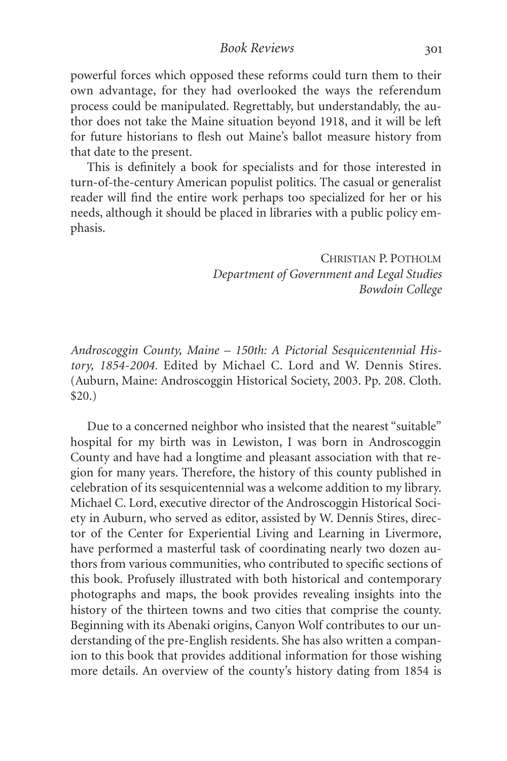powerful forces which opposed these reforms could turn them to their own advantage, for they had overlooked the ways the referendum process could be manipulated. Regrettably, but understandably, the author does not take the Maine situation beyond 1918, and it will be left for future historians to flesh out Maine's ballot measure history from that date to the present.

This is definitely a book for specialists and for those interested in turn-of-the-century American populist politics. The casual or generalist reader will find the entire work perhaps too specialized for her or his needs, although it should be placed in libraries with a public policy emphasis.

CHRISTIAN P. POTHOLM
*Department of Government and Legal Studies*
*Bowdoin College*

*Androscoggin County, Maine – 150th: A Pictorial Sesquicentennial History, 1854-2004.* Edited by Michael C. Lord and W. Dennis Stires. (Auburn, Maine: Androscoggin Historical Society, 2003. Pp. 208. Cloth. $20.)

Due to a concerned neighbor who insisted that the nearest "suitable" hospital for my birth was in Lewiston, I was born in Androscoggin County and have had a longtime and pleasant association with that region for many years. Therefore, the history of this county published in celebration of its sesquicentennial was a welcome addition to my library. Michael C. Lord, executive director of the Androscoggin Historical Society in Auburn, who served as editor, assisted by W. Dennis Stires, director of the Center for Experiential Living and Learning in Livermore, have performed a masterful task of coordinating nearly two dozen authors from various communities, who contributed to specific sections of this book. Profusely illustrated with both historical and contemporary photographs and maps, the book provides revealing insights into the history of the thirteen towns and two cities that comprise the county. Beginning with its Abenaki origins, Canyon Wolf contributes to our understanding of the pre-English residents. She has also written a companion to this book that provides additional information for those wishing more details. An overview of the county's history dating from 1854 is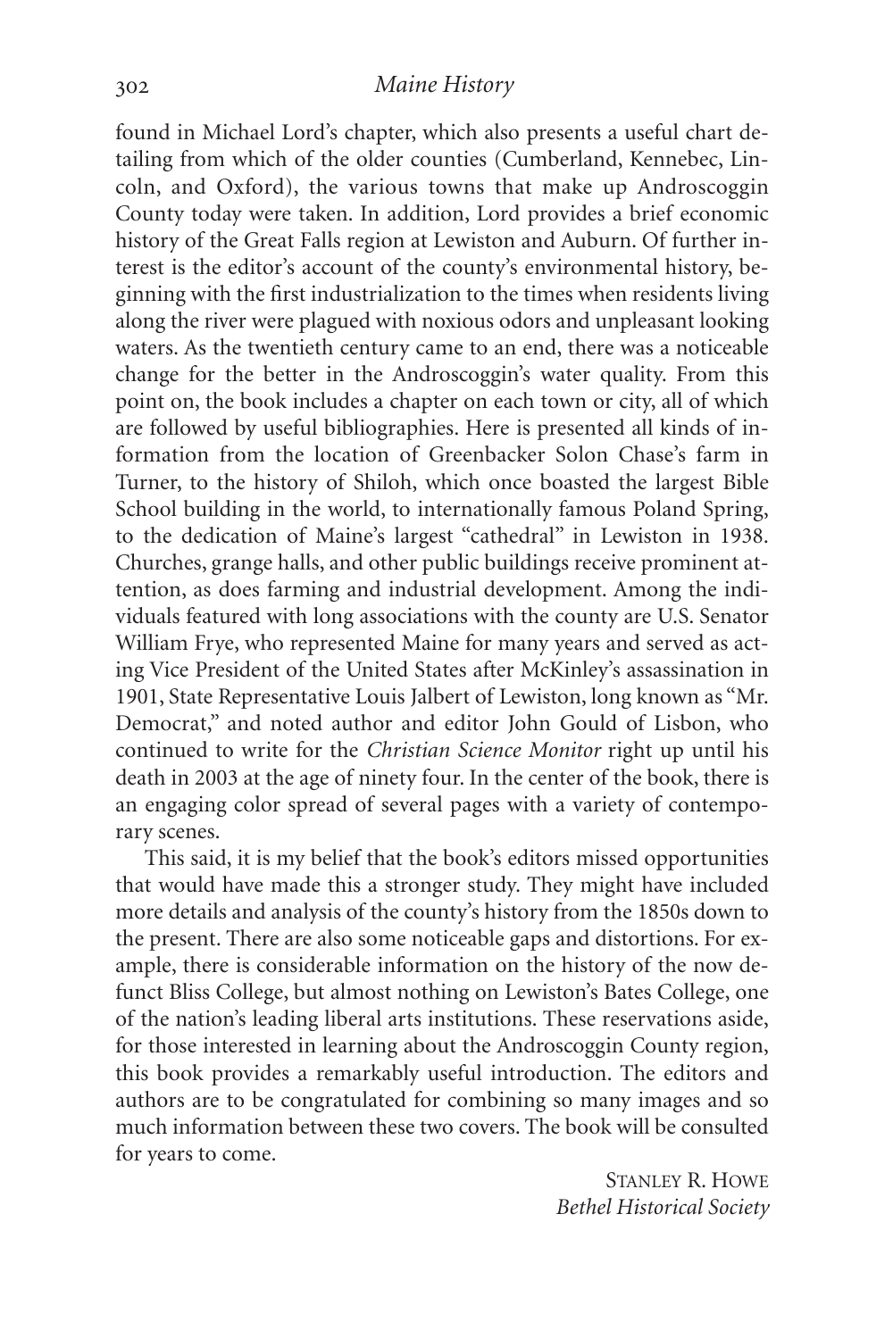found in Michael Lord's chapter, which also presents a useful chart detailing from which of the older counties (Cumberland, Kennebec, Lincoln, and Oxford), the various towns that make up Androscoggin County today were taken. In addition, Lord provides a brief economic history of the Great Falls region at Lewiston and Auburn. Of further interest is the editor's account of the county's environmental history, beginning with the first industrialization to the times when residents living along the river were plagued with noxious odors and unpleasant looking waters. As the twentieth century came to an end, there was a noticeable change for the better in the Androscoggin's water quality. From this point on, the book includes a chapter on each town or city, all of which are followed by useful bibliographies. Here is presented all kinds of information from the location of Greenbacker Solon Chase's farm in Turner, to the history of Shiloh, which once boasted the largest Bible School building in the world, to internationally famous Poland Spring, to the dedication of Maine's largest "cathedral" in Lewiston in 1938. Churches, grange halls, and other public buildings receive prominent attention, as does farming and industrial development. Among the individuals featured with long associations with the county are U.S. Senator William Frye, who represented Maine for many years and served as acting Vice President of the United States after McKinley's assassination in 1901, State Representative Louis Jalbert of Lewiston, long known as "Mr. Democrat," and noted author and editor John Gould of Lisbon, who continued to write for the *Christian Science Monitor* right up until his death in 2003 at the age of ninety four. In the center of the book, there is an engaging color spread of several pages with a variety of contemporary scenes.

This said, it is my belief that the book's editors missed opportunities that would have made this a stronger study. They might have included more details and analysis of the county's history from the 1850s down to the present. There are also some noticeable gaps and distortions. For example, there is considerable information on the history of the now defunct Bliss College, but almost nothing on Lewiston's Bates College, one of the nation's leading liberal arts institutions. These reservations aside, for those interested in learning about the Androscoggin County region, this book provides a remarkably useful introduction. The editors and authors are to be congratulated for combining so many images and so much information between these two covers. The book will be consulted for years to come.

STANLEY R. HOWE
*Bethel Historical Society*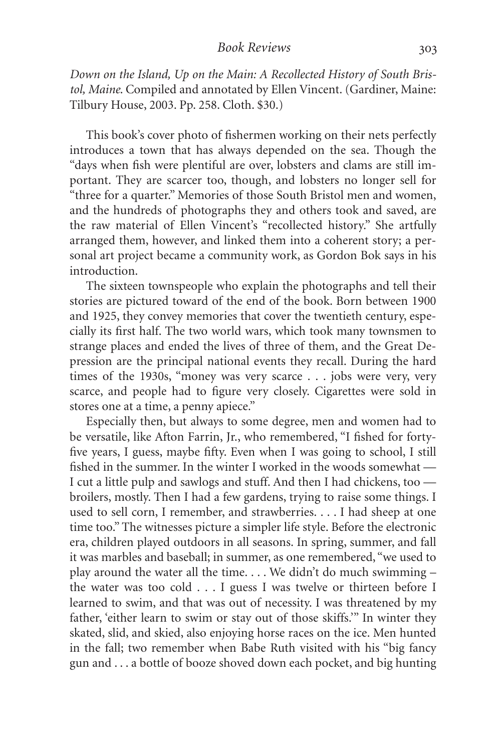*Down on the Island, Up on the Main: A Recollected History of South Bristol, Maine*. Compiled and annotated by Ellen Vincent. (Gardiner, Maine: Tilbury House, 2003. Pp. 258. Cloth. $30.)

This book's cover photo of fishermen working on their nets perfectly introduces a town that has always depended on the sea. Though the "days when fish were plentiful are over, lobsters and clams are still important. They are scarcer too, though, and lobsters no longer sell for "three for a quarter." Memories of those South Bristol men and women, and the hundreds of photographs they and others took and saved, are the raw material of Ellen Vincent's "recollected history." She artfully arranged them, however, and linked them into a coherent story; a personal art project became a community work, as Gordon Bok says in his introduction.

The sixteen townspeople who explain the photographs and tell their stories are pictured toward of the end of the book. Born between 1900 and 1925, they convey memories that cover the twentieth century, especially its first half. The two world wars, which took many townsmen to strange places and ended the lives of three of them, and the Great Depression are the principal national events they recall. During the hard times of the 1930s, "money was very scarce . . . jobs were very, very scarce, and people had to figure very closely. Cigarettes were sold in stores one at a time, a penny apiece."

Especially then, but always to some degree, men and women had to be versatile, like Afton Farrin, Jr., who remembered, "I fished for forty-five years, I guess, maybe fifty. Even when I was going to school, I still fished in the summer. In the winter I worked in the woods somewhat — I cut a little pulp and sawlogs and stuff. And then I had chickens, too — broilers, mostly. Then I had a few gardens, trying to raise some things. I used to sell corn, I remember, and strawberries. . . . I had sheep at one time too." The witnesses picture a simpler life style. Before the electronic era, children played outdoors in all seasons. In spring, summer, and fall it was marbles and baseball; in summer, as one remembered, "we used to play around the water all the time. . . . We didn't do much swimming – the water was too cold . . . I guess I was twelve or thirteen before I learned to swim, and that was out of necessity. I was threatened by my father, 'either learn to swim or stay out of those skiffs.'" In winter they skated, slid, and skied, also enjoying horse races on the ice. Men hunted in the fall; two remember when Babe Ruth visited with his "big fancy gun and . . . a bottle of booze shoved down each pocket, and big hunting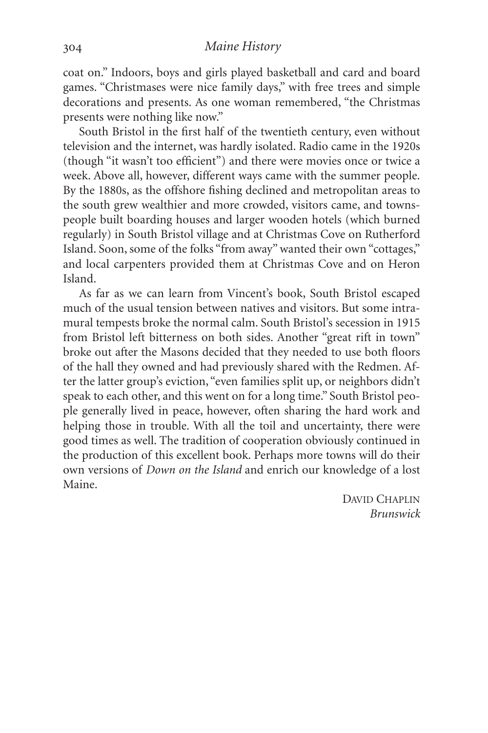coat on." Indoors, boys and girls played basketball and card and board games. "Christmases were nice family days," with free trees and simple decorations and presents. As one woman remembered, "the Christmas presents were nothing like now."

South Bristol in the first half of the twentieth century, even without television and the internet, was hardly isolated. Radio came in the 1920s (though "it wasn't too efficient") and there were movies once or twice a week. Above all, however, different ways came with the summer people. By the 1880s, as the offshore fishing declined and metropolitan areas to the south grew wealthier and more crowded, visitors came, and townspeople built boarding houses and larger wooden hotels (which burned regularly) in South Bristol village and at Christmas Cove on Rutherford Island. Soon, some of the folks "from away" wanted their own "cottages," and local carpenters provided them at Christmas Cove and on Heron Island.

As far as we can learn from Vincent's book, South Bristol escaped much of the usual tension between natives and visitors. But some intramural tempests broke the normal calm. South Bristol's secession in 1915 from Bristol left bitterness on both sides. Another "great rift in town" broke out after the Masons decided that they needed to use both floors of the hall they owned and had previously shared with the Redmen. After the latter group's eviction, "even families split up, or neighbors didn't speak to each other, and this went on for a long time." South Bristol people generally lived in peace, however, often sharing the hard work and helping those in trouble. With all the toil and uncertainty, there were good times as well. The tradition of cooperation obviously continued in the production of this excellent book. Perhaps more towns will do their own versions of *Down on the Island* and enrich our knowledge of a lost Maine.

DAVID CHAPLIN
*Brunswick*